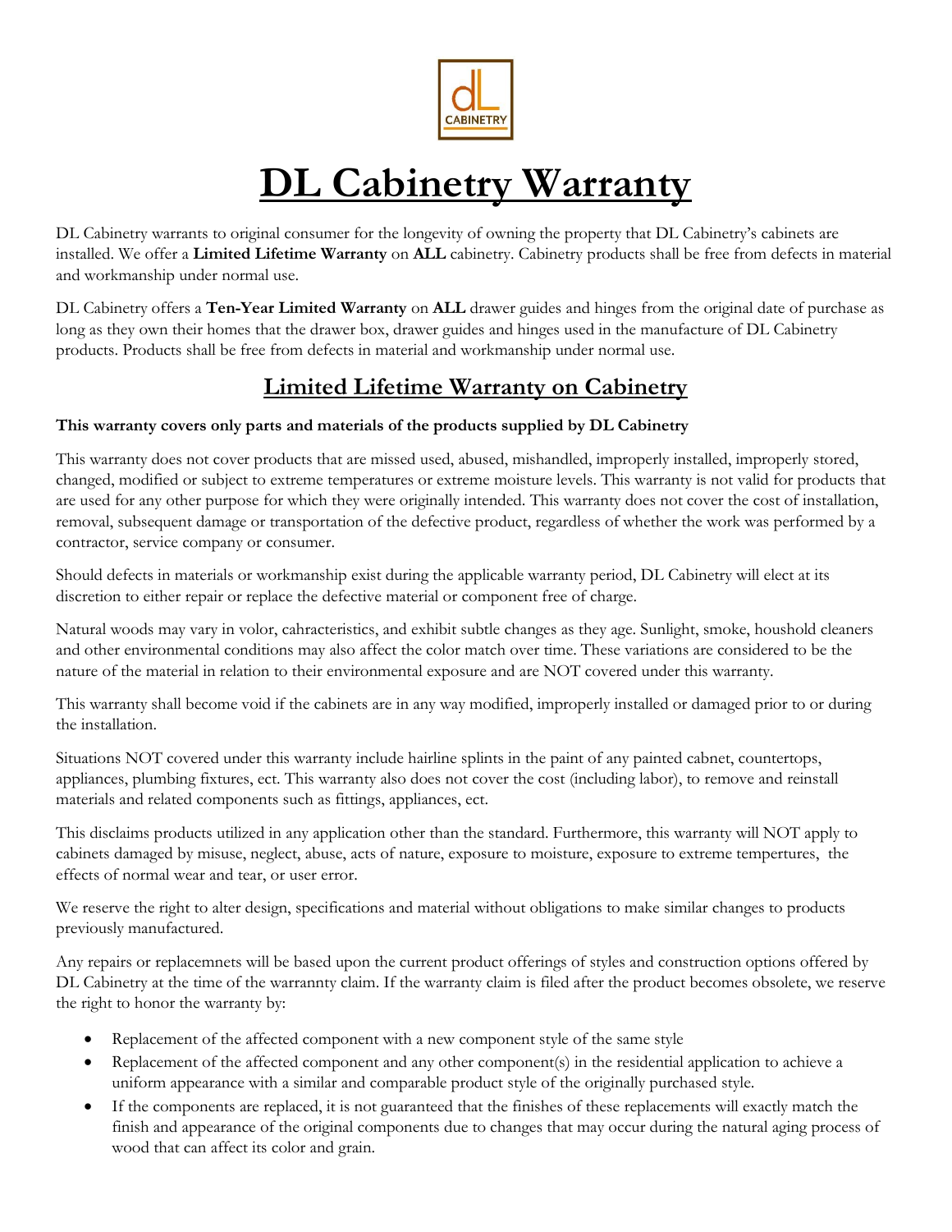# DL Cabinetry Warranty

DL Cabinetry warrants to original consumer for the longevity of owning the property that DL Cabinetry's cabinets are installed. We offer a **Limited Lifetime Warranty** on **ALL** cabinetry. Cabinetry products shall be free from defects in material and workmanship under normal use.

DL Cabinetry offers a **Ten-Year Limited Warranty** on **ALL** drawer guides and hinges from the original date of purchase as long as they own their homes that the drawer box, drawer guides and hinges used in the manufacture of DL Cabinetry products. Products shall be free from defects in material and workmanship under normal use.

## Limited Lifetime Warranty on Cabinetry

**This warranty covers only parts and materials of the products supplied by DL Cabinetry**

This warranty does not cover products that are missed used, abused, mishandled, improperly installed, improperly stored, changed, modified or subject to extreme temperatures or extreme moisture levels. This warranty is not valid for products that are used for any other purpose for which they were originally intended. This warranty does not cover the cost of installation, removal, subsequent damage or transportation of the defective product, regardless of whether the work was performed by a contractor, service company or consumer.

Should defects in materials or workmanship exist during the applicable warranty period, DL Cabinetry will elect at its discretion to either repair or replace the defective material or component free of charge.

Natural woods may vary in volor, cahracteristics, and exhibit subtle changes as they age. Sunlight, smoke, houshold cleaners and other environmental conditions may also affect the color match over time. These variations are considered to be the nature of the material in relation to their environmental exposure and are NOT covered under this warranty.

This warranty shall become void if the cabinets are in any way modified, improperly installed or damaged prior to or during the installation.

Situations NOT covered under this warranty include hairline splints in the paint of any painted cabnet, countertops, appliances, plumbing fixtures, ect. This warranty also does not cover the cost (including labor), to remove and reinstall materials and related components such as fittings, appliances, ect.

This disclaims products utilized in any application other than the standard. Furthermore, this warranty will NOT apply to cabinets damaged by misuse, neglect, abuse, acts of nature, exposure to moisture, exposure to extreme tempertures, the effects of normal wear and tear, or user error.

We reserve the right to alter design, specifications and material without obligations to make similar changes to products previously manufactured.

Any repairs or replacemnets will be based upon the current product offerings of styles and construction options offered by DL Cabinetry at the time of the warrannty claim. If the warranty claim is filed after the product becomes obsolete, we reserve the right to honor the warranty by:

- Replacement of the affected component with a new component style of the same style
- Replacement of the affected component and any other component(s) in the residential application to achieve a uniform appearance with a similar and comparable product style of the originally purchased style.
- If the components are replaced, it is not guaranteed that the finishes of these replacements will exactly match the finish and appearance of the original components due to changes that may occur during the natural aging process of wood that can affect its color and grain.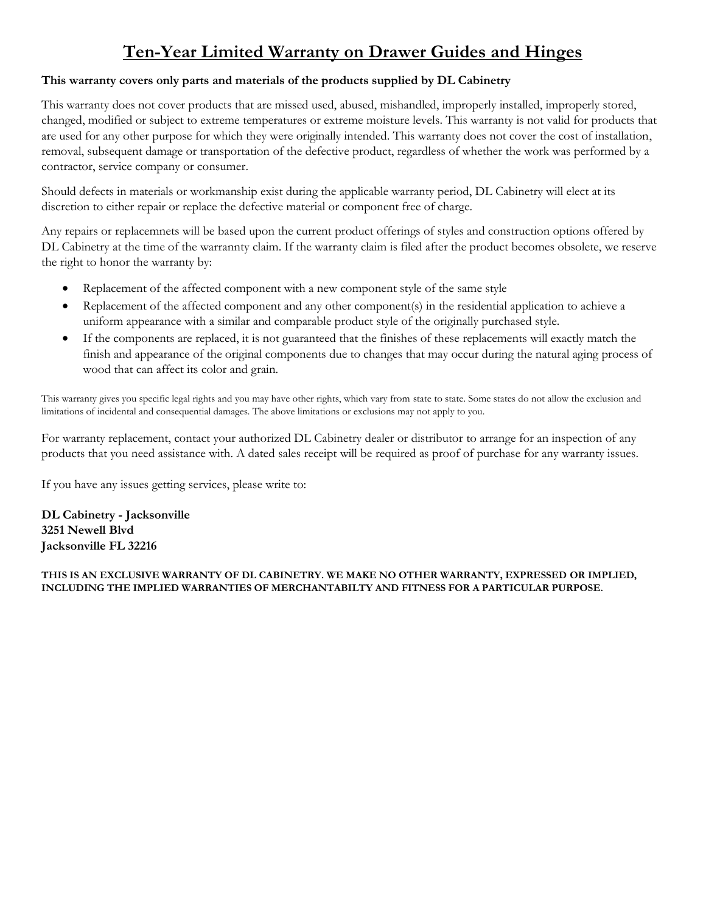# Ten-Year Limited Warranty on Drawer Guides and Hinges

**This warranty covers only parts and materials of the products supplied by DL Cabinetry**

This warranty does not cover products that are missed used, abused, mishandled, improperly installed, improperly stored, changed, modified or subject to extreme temperatures or extreme moisture levels. This warranty is not valid for products that are used for any other purpose for which they were originally intended. This warranty does not cover the cost of installation, removal, subsequent damage or transportation of the defective product, regardless of whether the work was performed by a contractor, service company or consumer.

Should defects in materials or workmanship exist during the applicable warranty period, DL Cabinetry will elect at its discretion to either repair or replace the defective material or component free of charge.

Any repairs or replacemnets will be based upon the current product offerings of styles and construction options offered by DL Cabinetry at the time of the warrannty claim. If the warranty claim is filed after the product becomes obsolete, we reserve the right to honor the warranty by:

- Replacement of the affected component with a new component style of the same style
- Replacement of the affected component and any other component(s) in the residential application to achieve a uniform appearance with a similar and comparable product style of the originally purchased style.
- If the components are replaced, it is not guaranteed that the finishes of these replacements will exactly match the finish and appearance of the original components due to changes that may occur during the natural aging process of wood that can affect its color and grain.

This warranty gives you specific legal rights and you may have other rights, which vary from state to state. Some states do not allow the exclusion and limitations of incidental and consequential damages. The above limitations or exclusions may not apply to you.

For warranty replacement, contact your authorized DL Cabinetry dealer or distributor to arrange for an inspection of any products that you need assistance with. A dated sales receipt will be required as proof of purchase for any warranty issues.

If you have any issues getting services, please write to:

**DL Cabinetry - Jacksonville**
**3251 Newell Blvd**
**Jacksonville FL 32216**

**THIS IS AN EXCLUSIVE WARRANTY OF DL CABINETRY. WE MAKE NO OTHER WARRANTY, EXPRESSED OR IMPLIED, INCLUDING THE IMPLIED WARRANTIES OF MERCHANTABILTY AND FITNESS FOR A PARTICULAR PURPOSE.**